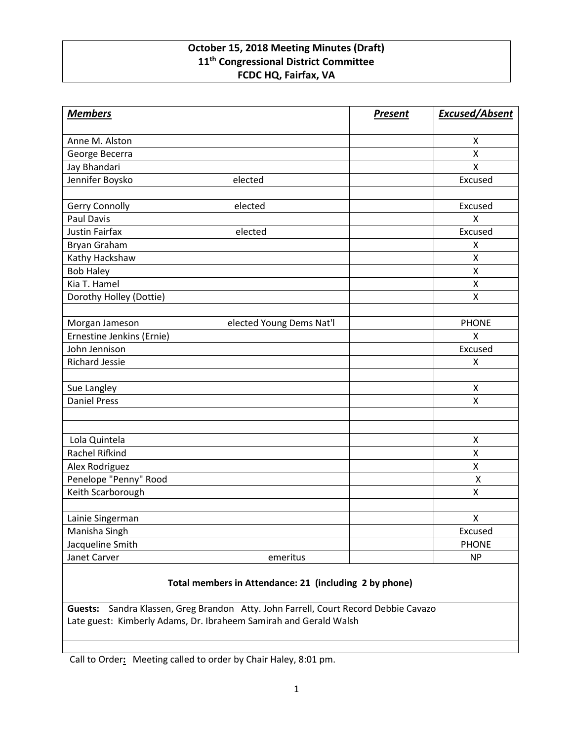**October 15, 2018 Meeting Minutes (Draft)**
**11th Congressional District Committee**
**FCDC HQ, Fairfax, VA**

| ***Members*** | | ***Present*** | ***Excused/Absent*** |
|---|---|---|---|
| Anne M. Alston | | | X |
| George Becerra | | | X |
| Jay Bhandari | | | X |
| Jennifer Boysko | elected | | Excused |
| | | | |
| Gerry Connolly | elected | | Excused |
| Paul Davis | | | X |
| Justin Fairfax | elected | | Excused |
| Bryan Graham | | | X |
| Kathy Hackshaw | | | X |
| Bob Haley | | | X |
| Kia T. Hamel | | | X |
| Dorothy Holley (Dottie) | | | X |
| | | | |
| Morgan Jameson | elected Young Dems Nat'l | | PHONE |
| Ernestine Jenkins (Ernie) | | | X |
| John Jennison | | | Excused |
| Richard Jessie | | | X |
| | | | |
| Sue Langley | | | X |
| Daniel Press | | | X |
| | | | |
| | | | |
| Lola Quintela | | | X |
| Rachel Rifkind | | | X |
| Alex Rodriguez | | | X |
| Penelope "Penny" Rood | | | X |
| Keith Scarborough | | | X |
| | | | |
| Lainie Singerman | | | X |
| Manisha Singh | | | Excused |
| Jacqueline Smith | | | PHONE |
| Janet Carver | emeritus | | NP |

**Total members in Attendance: 21 (including 2 by phone)**

**Guests:** Sandra Klassen, Greg Brandon Atty. John Farrell, Court Record Debbie Cavazo
Late guest: Kimberly Adams, Dr. Ibraheem Samirah and Gerald Walsh

Call to Order**:** Meeting called to order by Chair Haley, 8:01 pm.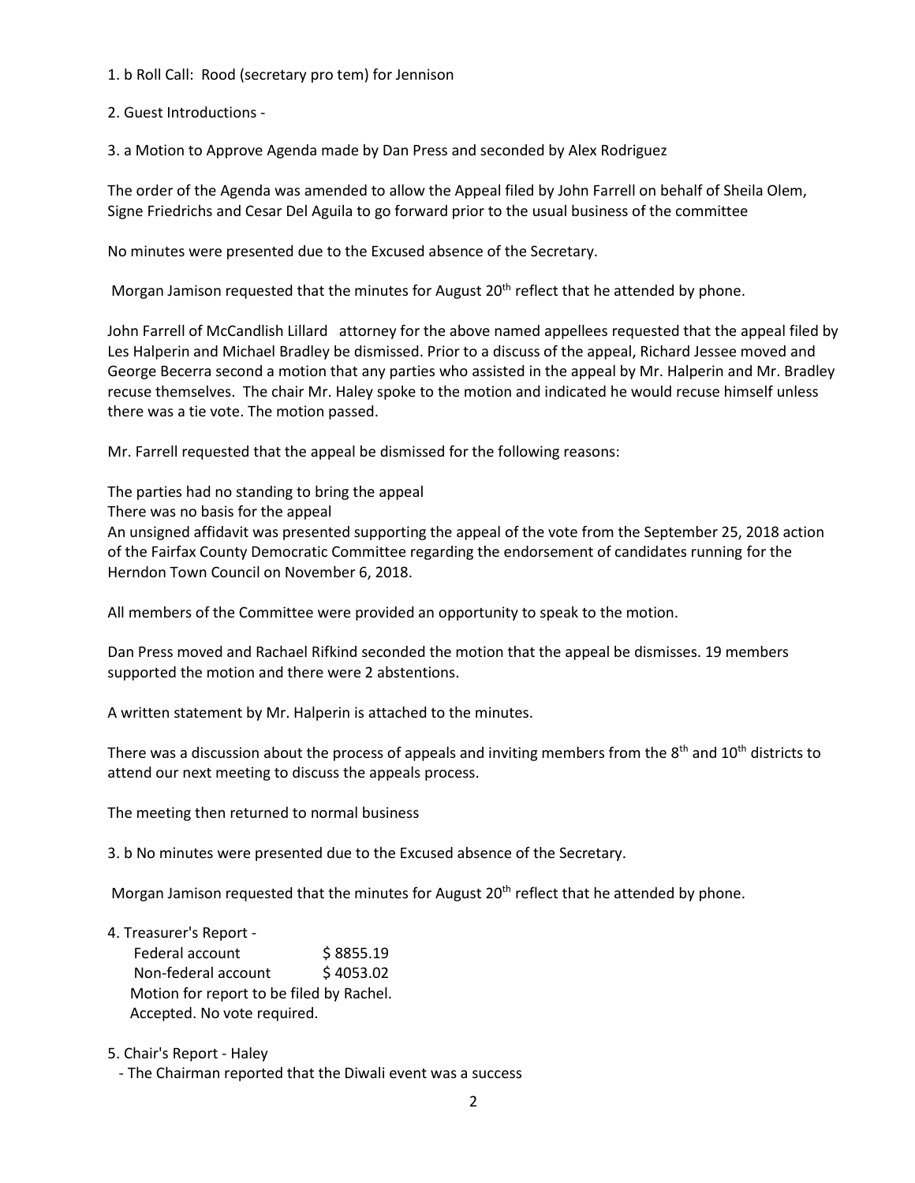1. b Roll Call: Rood (secretary pro tem) for Jennison

2. Guest Introductions -

3. a Motion to Approve Agenda made by Dan Press and seconded by Alex Rodriguez

The order of the Agenda was amended to allow the Appeal filed by John Farrell on behalf of Sheila Olem, Signe Friedrichs and Cesar Del Aguila to go forward prior to the usual business of the committee

No minutes were presented due to the Excused absence of the Secretary.

Morgan Jamison requested that the minutes for August 20th reflect that he attended by phone.

John Farrell of McCandlish Lillard attorney for the above named appellees requested that the appeal filed by Les Halperin and Michael Bradley be dismissed. Prior to a discuss of the appeal, Richard Jessee moved and George Becerra second a motion that any parties who assisted in the appeal by Mr. Halperin and Mr. Bradley recuse themselves. The chair Mr. Haley spoke to the motion and indicated he would recuse himself unless there was a tie vote. The motion passed.

Mr. Farrell requested that the appeal be dismissed for the following reasons:

The parties had no standing to bring the appeal
There was no basis for the appeal
An unsigned affidavit was presented supporting the appeal of the vote from the September 25, 2018 action of the Fairfax County Democratic Committee regarding the endorsement of candidates running for the Herndon Town Council on November 6, 2018.

All members of the Committee were provided an opportunity to speak to the motion.

Dan Press moved and Rachael Rifkind seconded the motion that the appeal be dismisses. 19 members supported the motion and there were 2 abstentions.

A written statement by Mr. Halperin is attached to the minutes.

There was a discussion about the process of appeals and inviting members from the 8th and 10th districts to attend our next meeting to discuss the appeals process.

The meeting then returned to normal business

3. b No minutes were presented due to the Excused absence of the Secretary.

Morgan Jamison requested that the minutes for August 20th reflect that he attended by phone.

4. Treasurer's Report -
   Federal account $ 8855.19
   Non-federal account $ 4053.02
   Motion for report to be filed by Rachel.
   Accepted. No vote required.

5. Chair's Report - Haley
   - The Chairman reported that the Diwali event was a success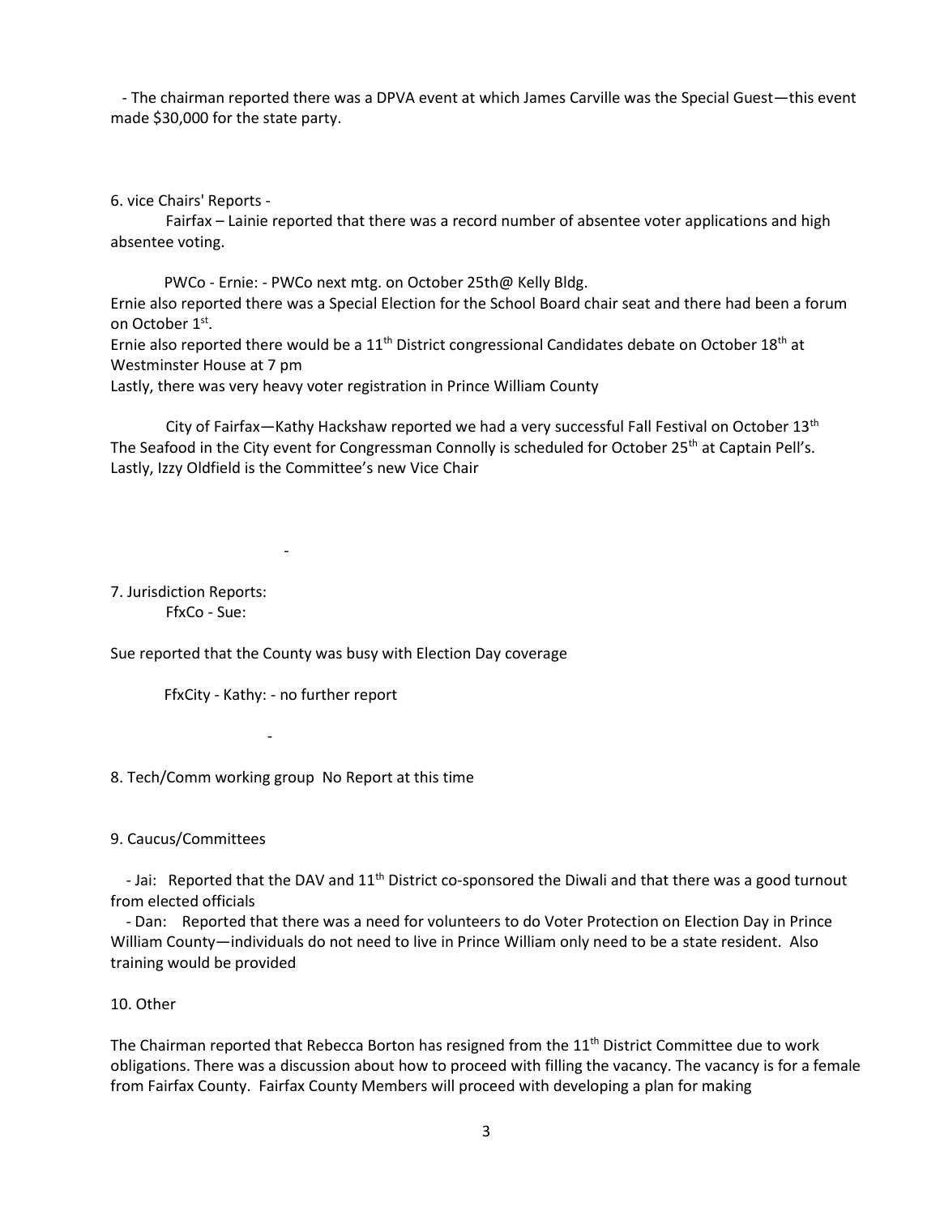- The chairman reported there was a DPVA event at which James Carville was the Special Guest—this event made $30,000 for the state party.

6. vice Chairs' Reports -

Fairfax – Lainie reported that there was a record number of absentee voter applications and high absentee voting.

PWCo - Ernie: - PWCo next mtg. on October 25th@ Kelly Bldg.

Ernie also reported there was a Special Election for the School Board chair seat and there had been a forum on October 1st.

Ernie also reported there would be a 11th District congressional Candidates debate on October 18th at Westminster House at 7 pm

Lastly, there was very heavy voter registration in Prince William County

City of Fairfax—Kathy Hackshaw reported we had a very successful Fall Festival on October 13th

The Seafood in the City event for Congressman Connolly is scheduled for October 25th at Captain Pell's.

Lastly, Izzy Oldfield is the Committee's new Vice Chair

-

7. Jurisdiction Reports:

FfxCo - Sue:

Sue reported that the County was busy with Election Day coverage

FfxCity - Kathy: - no further report

-

8. Tech/Comm working group No Report at this time

9. Caucus/Committees

- Jai: Reported that the DAV and 11th District co-sponsored the Diwali and that there was a good turnout from elected officials

- Dan: Reported that there was a need for volunteers to do Voter Protection on Election Day in Prince William County—individuals do not need to live in Prince William only need to be a state resident. Also training would be provided

10. Other

The Chairman reported that Rebecca Borton has resigned from the 11th District Committee due to work obligations. There was a discussion about how to proceed with filling the vacancy. The vacancy is for a female from Fairfax County. Fairfax County Members will proceed with developing a plan for making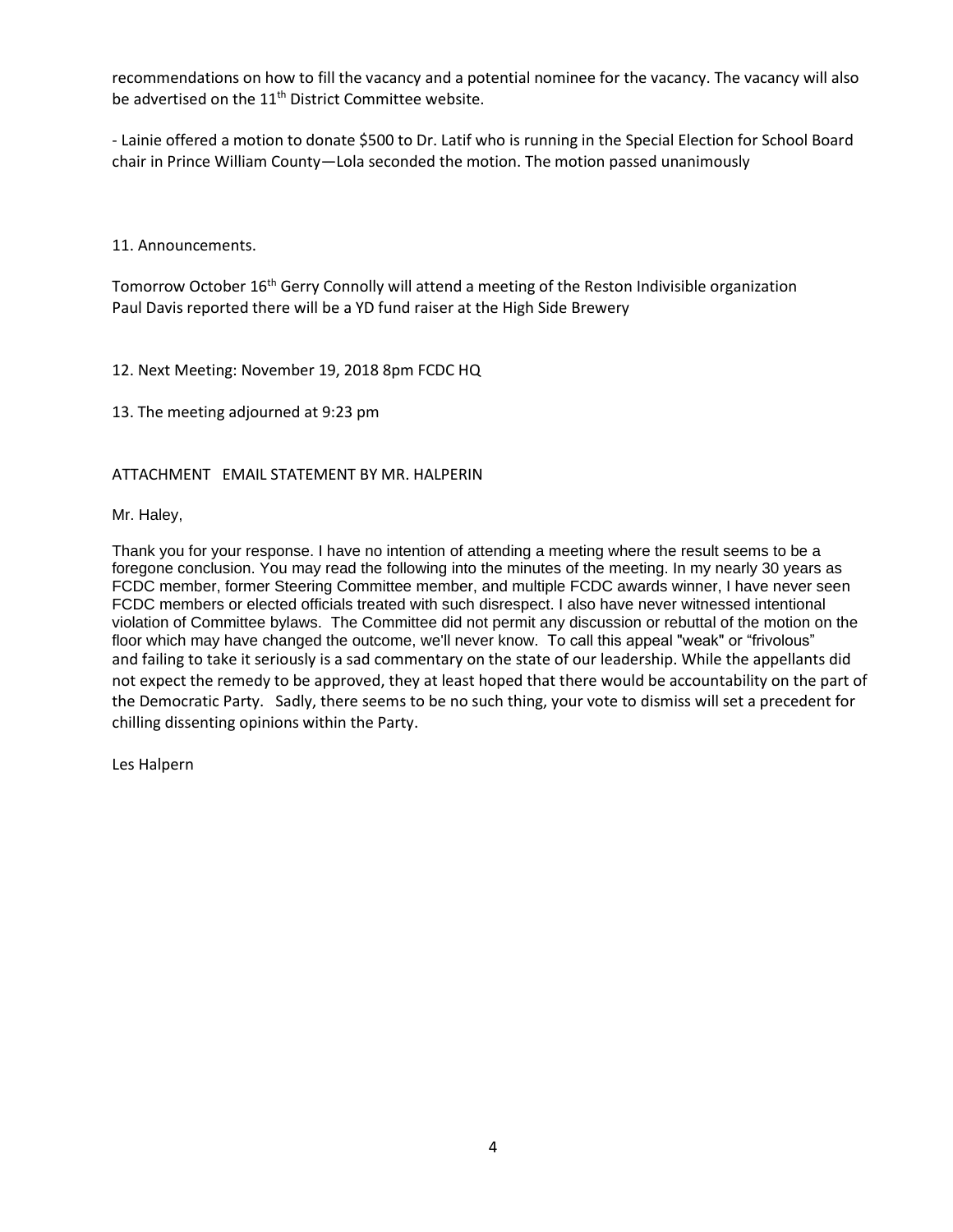recommendations on how to fill the vacancy and a potential nominee for the vacancy. The vacancy will also be advertised on the 11th District Committee website.

- Lainie offered a motion to donate $500 to Dr. Latif who is running in the Special Election for School Board chair in Prince William County—Lola seconded the motion. The motion passed unanimously

11. Announcements.

Tomorrow October 16th Gerry Connolly will attend a meeting of the Reston Indivisible organization
Paul Davis reported there will be a YD fund raiser at the High Side Brewery

12. Next Meeting: November 19, 2018 8pm FCDC HQ

13. The meeting adjourned at 9:23 pm

ATTACHMENT   EMAIL STATEMENT BY MR. HALPERIN

Mr. Haley,

Thank you for your response. I have no intention of attending a meeting where the result seems to be a foregone conclusion. You may read the following into the minutes of the meeting. In my nearly 30 years as FCDC member, former Steering Committee member, and multiple FCDC awards winner, I have never seen FCDC members or elected officials treated with such disrespect. I also have never witnessed intentional violation of Committee bylaws. The Committee did not permit any discussion or rebuttal of the motion on the floor which may have changed the outcome, we'll never know. To call this appeal "weak" or "frivolous" and failing to take it seriously is a sad commentary on the state of our leadership. While the appellants did not expect the remedy to be approved, they at least hoped that there would be accountability on the part of the Democratic Party. Sadly, there seems to be no such thing, your vote to dismiss will set a precedent for chilling dissenting opinions within the Party.

Les Halpern